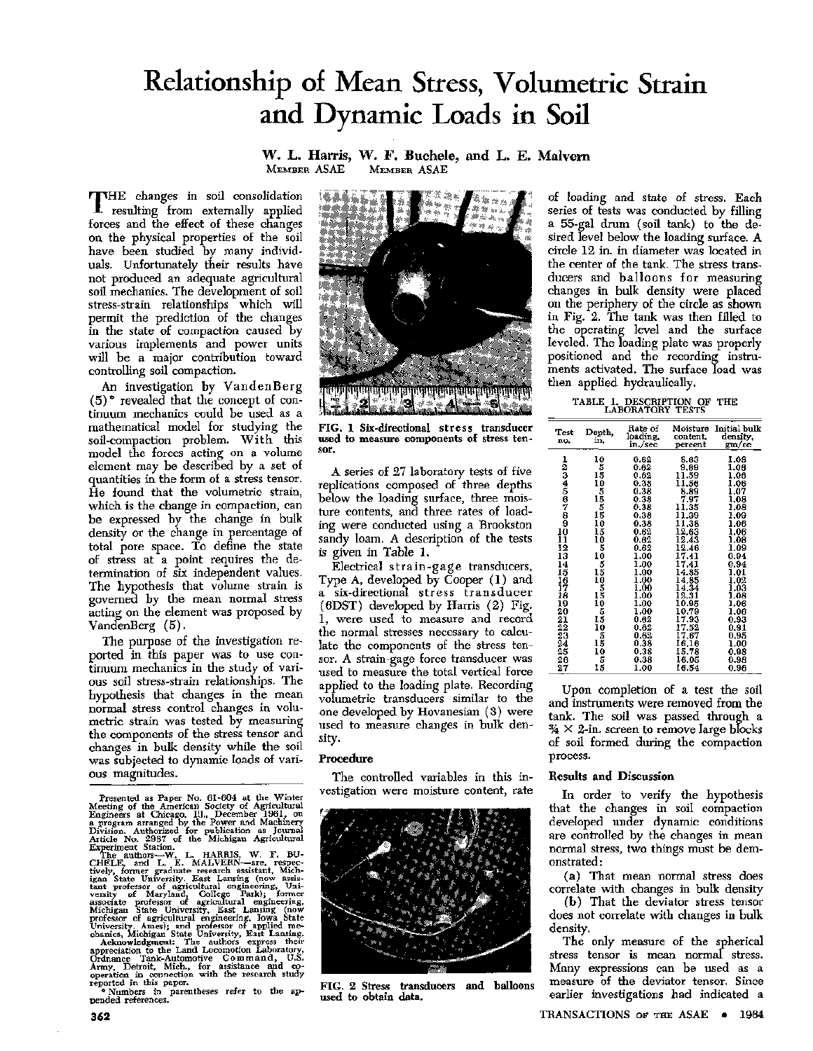# Relationship of Mean Stress, Volumetric Strain and Dynamic Loads in Soil

**W. L. Harris, W. F. Buchele, and L. E. Malvern**
MEMBER ASAE MEMBER ASAE

THE changes in soil consolidation resulting from externally applied forces and the effect of these changes on the physical properties of the soil have been studied by many individuals. Unfortunately their results have not produced an adequate agricultural soil mechanics. The development of soil stress-strain relationships which will permit the prediction of the changes in the state of compaction caused by various implements and power units will be a major contribution toward controlling soil compaction.

An investigation by VandenBerg (5)* revealed that the concept of continuum mechanics could be used as a mathematical model for studying the soil-compaction problem. With this model the forces acting on a volume element may be described by a set of quantities in the form of a stress tensor. He found that the volumetric strain, which is the change in compaction, can be expressed by the change in bulk density or the change in percentage of total pore space. To define the state of stress at a point requires the determination of six independent values. The hypothesis that volume strain is governed by the mean normal stress acting on the element was proposed by VandenBerg (5).

The purpose of the investigation reported in this paper was to use continuum mechanics in the study of various soil stress-strain relationships. The hypothesis that changes in the mean normal stress control changes in volumetric strain was tested by measuring the components of the stress tensor and changes in bulk density while the soil was subjected to dynamic loads of various magnitudes.

Presented as Paper No. 61-604 at the Winter Meeting of the American Society of Agricultural Engineers at Chicago, Ill., December 1961, on a program arranged by the Power and Machinery Division. Authorized for publication as Journal Article No. 2987 of the Michigan Agricultural Experiment Station.

The authors—W. L. HARRIS, W. F. BUCHELE, and L. E. MALVERN—are, respectively, former graduate research assistant, Michigan State University, East Lansing (now assistant professor of agricultural engineering, University of Maryland, College Park); former associate professor of agricultural engineering, Michigan State University, East Lansing (now professor of agricultural engineering, Iowa State University, Ames); and professor of applied mechanics, Michigan State University, East Lansing.

Acknowledgment: The authors express their appreciation to the Land Locomotion Laboratory, Ordnance Tank-Automotive Command, U.S. Army, Detroit, Mich., for assistance and cooperation in connection with the research study reported in this paper.

*Numbers in parentheses refer to the appended references.

FIG. 1 Six-directional stress transducer used to measure components of stress tensor.

A series of 27 laboratory tests of five replications composed of three depths below the loading surface, three moisture contents, and three rates of loading were conducted using a Brookston sandy loam. A description of the tests is given in Table 1.

Electrical strain-gage transducers, Type A, developed by Cooper (1) and a six-directional stress transducer (6DST) developed by Harris (2) Fig. 1, were used to measure and record the normal stresses necessary to calculate the components of the stress tensor. A strain-gage force transducer was used to measure the total vertical force applied to the loading plate. Recording volumetric transducers similar to the one developed by Hovanesian (3) were used to measure changes in bulk density.

## Procedure

The controlled variables in this investigation were moisture content, rate of loading and state of stress. Each series of tests was conducted by filling a 55-gal drum (soil tank) to the desired level below the loading surface. A circle 12 in. in diameter was located in the center of the tank. The stress transducers and balloons for measuring changes in bulk density were placed on the periphery of the circle as shown in Fig. 2. The tank was then filled to the operating level and the surface leveled. The loading plate was properly positioned and the recording instruments activated. The surface load was then applied hydraulically.

FIG. 2 Stress transducers and balloons used to obtain data.

TABLE 1. DESCRIPTION OF THE LABORATORY TESTS

| Test no. | Depth, in. | Rate of loading, in./sec | Moisture content, percent | Initial bulk density, gm/cc |
|---|---|---|---|---|
| 1 | 10 | 0.62 | 8.63 | 1.08 |
| 2 | 5 | 0.62 | 9.89 | 1.08 |
| 3 | 15 | 0.62 | 11.59 | 1.06 |
| 4 | 10 | 0.38 | 11.56 | 1.06 |
| 5 | 5 | 0.38 | 8.89 | 1.07 |
| 6 | 15 | 0.38 | 7.97 | 1.08 |
| 7 | 5 | 0.38 | 11.35 | 1.08 |
| 8 | 15 | 0.38 | 11.39 | 1.09 |
| 9 | 10 | 0.38 | 11.38 | 1.06 |
| 10 | 15 | 0.62 | 12.63 | 1.06 |
| 11 | 10 | 0.62 | 12.43 | 1.08 |
| 12 | 5 | 0.62 | 12.46 | 1.09 |
| 13 | 10 | 1.00 | 17.41 | 0.94 |
| 14 | 5 | 1.00 | 17.41 | 0.94 |
| 15 | 15 | 1.00 | 14.85 | 1.01 |
| 16 | 10 | 1.00 | 14.85 | 1.02 |
| 17 | 5 | 1.00 | 14.34 | 1.03 |
| 18 | 15 | 1.00 | 12.31 | 1.08 |
| 19 | 10 | 1.00 | 10.95 | 1.06 |
| 20 | 5 | 1.00 | 10.79 | 1.06 |
| 21 | 15 | 0.62 | 17.93 | 0.93 |
| 22 | 10 | 0.62 | 17.52 | 0.91 |
| 23 | 5 | 0.62 | 17.67 | 0.95 |
| 24 | 15 | 0.38 | 16.16 | 1.00 |
| 25 | 10 | 0.38 | 15.78 | 0.98 |
| 26 | 5 | 0.38 | 16.05 | 0.98 |
| 27 | 15 | 1.00 | 16.54 | 0.96 |

Upon completion of a test the soil and instruments were removed from the tank. The soil was passed through a ¾ × 2-in. screen to remove large blocks of soil formed during the compaction process.

## Results and Discussion

In order to verify the hypothesis that the changes in soil compaction developed under dynamic conditions are controlled by the changes in mean normal stress, two things must be demonstrated:

(a) That mean normal stress does correlate with changes in bulk density

(b) That the deviator stress tensor does not correlate with changes in bulk density.

The only measure of the spherical stress tensor is mean normal stress. Many expressions can be used as a measure of the deviator tensor. Since earlier investigations had indicated a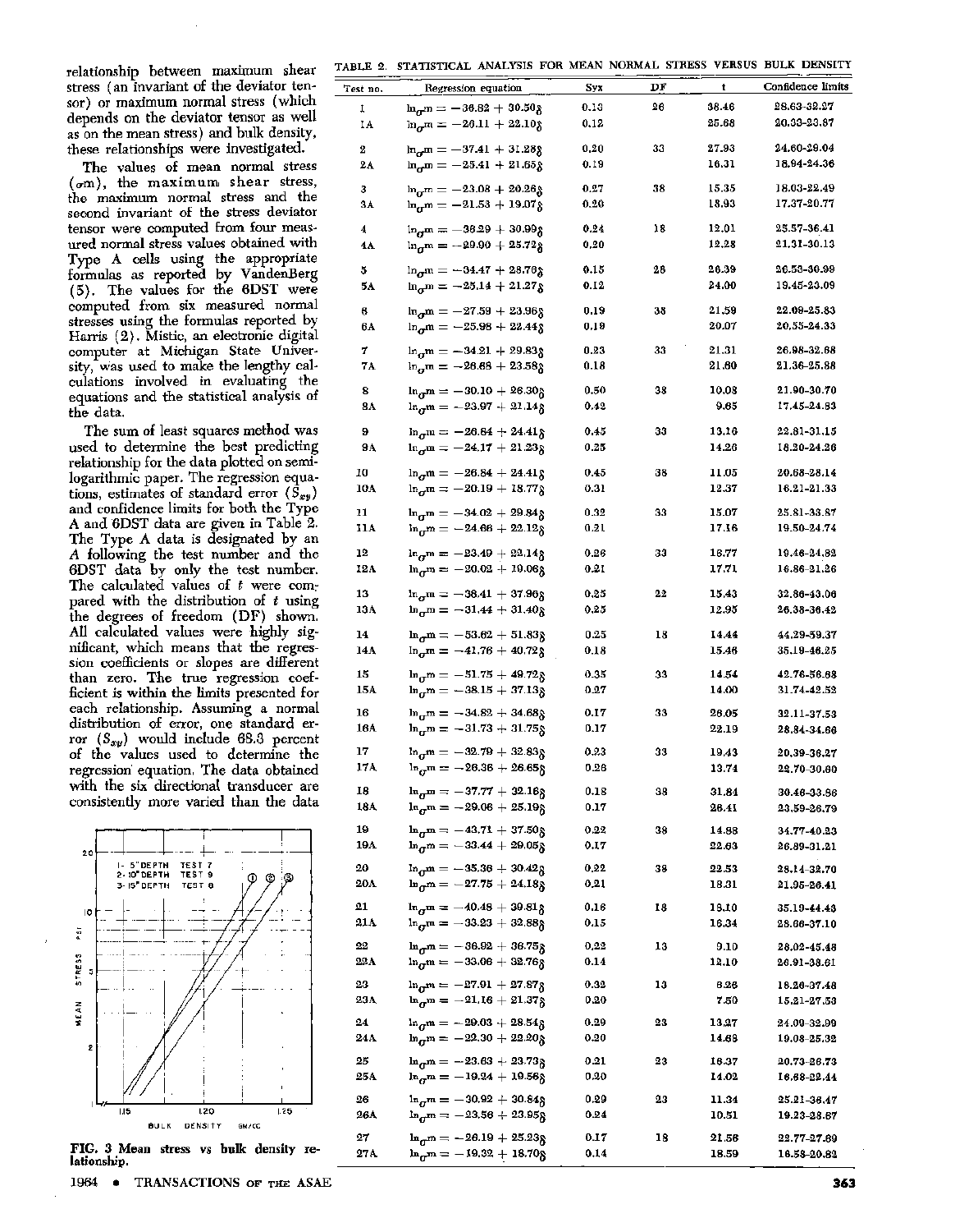relationship between maximum shear stress (an invariant of the deviator tensor) or maximum normal stress (which depends on the deviator tensor as well as on the mean stress) and bulk density, these relationships were investigated.

The values of mean normal stress ($\sigma m$), the maximum shear stress, the maximum normal stress and the second invariant of the stress deviator tensor were computed from four measured normal stress values obtained with Type A cells using the appropriate formulas as reported by VandenBerg (5). The values for the 6DST were computed from six measured normal stresses using the formulas reported by Harris (2). Mistic, an electronic digital computer at Michigan State University, was used to make the lengthy calculations involved in evaluating the equations and the statistical analysis of the data.

The sum of least squares method was used to determine the best predicting relationship for the data plotted on semi-logarithmic paper. The regression equations, estimates of standard error ($S_{xy}$) and confidence limits for both the Type A and 6DST data are given in Table 2. The Type A data is designated by an A following the test number and the 6DST data by only the test number. The calculated values of $t$ were compared with the distribution of $t$ using the degrees of freedom (DF) shown. All calculated values were highly significant, which means that the regression coefficients or slopes are different than zero. The true regression coefficient is within the limits presented for each relationship. Assuming a normal distribution of error, one standard error ($S_{xy}$) would include 68.3 percent of the values used to determine the regression equation. The data obtained with the six directional transducer are consistently more varied than the data

FIG. 3 Mean stress vs bulk density relationship.

TABLE 2. STATISTICAL ANALYSIS FOR MEAN NORMAL STRESS VERSUS BULK DENSITY

| Test no. | Regression equation | Syx | DF | t | Confidence limits |
|---|---|---|---|---|---|
| 1 | $\ln_{\sigma}m = -36.82 + 30.50\delta$ | 0.13 | 26 | 38.46 | 28.63-32.27 |
| 1A | $\ln_{\sigma}m = -26.11 + 22.10\delta$ | 0.12 | | 25.68 | 20.33-23.87 |
| 2 | $\ln_{\sigma}m = -37.41 + 31.28\delta$ | 0.20 | 33 | 27.93 | 24.60-29.04 |
| 2A | $\ln_{\sigma}m = -25.41 + 21.65\delta$ | 0.19 | | 16.31 | 18.94-24.36 |
| 3 | $\ln_{\sigma}m = -23.08 + 20.26\delta$ | 0.27 | 38 | 15.35 | 18.03-22.49 |
| 3A | $\ln_{\sigma}m = -21.53 + 19.07\delta$ | 0.26 | | 18.93 | 17.37-20.77 |
| 4 | $\ln_{\sigma}m = -36.29 + 30.99\delta$ | 0.24 | 18 | 12.01 | 25.57-36.41 |
| 4A | $\ln_{\sigma}m = -29.90 + 25.72\delta$ | 0.20 | | 12.28 | 21.31-30.13 |
| 5 | $\ln_{\sigma}m = -34.47 + 28.76\delta$ | 0.15 | 28 | 26.39 | 26.53-30.99 |
| 5A | $\ln_{\sigma}m = -25.14 + 21.27\delta$ | 0.12 | | 24.00 | 19.45-23.09 |
| 6 | $\ln_{\sigma}m = -27.59 + 23.96\delta$ | 0.19 | 38 | 21.59 | 22.09-25.83 |
| 6A | $\ln_{\sigma}m = -25.98 + 22.44\delta$ | 0.19 | | 20.07 | 20.55-24.33 |
| 7 | $\ln_{\sigma}m = -34.21 + 29.83\delta$ | 0.23 | 33 | 21.31 | 26.98-32.68 |
| 7A | $\ln_{\sigma}m = -26.68 + 23.58\delta$ | 0.18 | | 21.60 | 21.36-25.88 |
| 8 | $\ln_{\sigma}m = -30.10 + 26.30\delta$ | 0.50 | 38 | 10.08 | 21.90-30.70 |
| 8A | $\ln_{\sigma}m = -23.97 + 21.14\delta$ | 0.42 | | 9.65 | 17.45-24.83 |
| 9 | $\ln_{\sigma}m = -26.84 + 24.41\delta$ | 0.45 | 33 | 13.16 | 22.81-31.15 |
| 9A | $\ln_{\sigma}m = -24.17 + 21.23\delta$ | 0.25 | | 14.26 | 18.20-24.26 |
| 10 | $\ln_{\sigma}m = -26.84 + 24.41\delta$ | 0.45 | 38 | 11.05 | 20.68-28.14 |
| 10A | $\ln_{\sigma}m = -20.19 + 18.77\delta$ | 0.31 | | 12.37 | 16.21-21.33 |
| 11 | $\ln_{\sigma}m = -34.02 + 29.84\delta$ | 0.32 | 33 | 15.07 | 25.81-33.87 |
| 11A | $\ln_{\sigma}m = -24.66 + 22.12\delta$ | 0.21 | | 17.16 | 19.50-24.74 |
| 12 | $\ln_{\sigma}m = -23.49 + 22.14\delta$ | 0.26 | 33 | 16.77 | 19.46-24.82 |
| 12A | $\ln_{\sigma}m = -20.02 + 19.06\delta$ | 0.21 | | 17.71 | 16.86-21.26 |
| 13 | $\ln_{\sigma}m = -38.41 + 37.96\delta$ | 0.25 | 22 | 15.43 | 32.86-43.06 |
| 13A | $\ln_{\sigma}m = -31.44 + 31.40\delta$ | 0.25 | | 12.95 | 26.38-36.42 |
| 14 | $\ln_{\sigma}m = -53.62 + 51.83\delta$ | 0.25 | 18 | 14.44 | 44.29-59.37 |
| 14A | $\ln_{\sigma}m = -41.76 + 40.72\delta$ | 0.18 | | 15.46 | 35.19-46.25 |
| 15 | $\ln_{\sigma}m = -51.75 + 49.72\delta$ | 0.35 | 33 | 14.54 | 42.76-56.68 |
| 15A | $\ln_{\sigma}m = -38.15 + 37.13\delta$ | 0.27 | | 14.00 | 31.74-42.52 |
| 16 | $\ln_{\sigma}m = -34.82 + 34.68\delta$ | 0.17 | 33 | 26.05 | 32.11-37.53 |
| 16A | $\ln_{\sigma}m = -31.73 + 31.75\delta$ | 0.17 | | 22.19 | 28.84-34.66 |
| 17 | $\ln_{\sigma}m = -32.79 + 32.83\delta$ | 0.23 | 33 | 19.43 | 20.39-36.27 |
| 17A | $\ln_{\sigma}m = -26.36 + 26.65\delta$ | 0.26 | | 13.74 | 22.70-30.60 |
| 18 | $\ln_{\sigma}m = -37.77 + 32.16\delta$ | 0.18 | 38 | 31.84 | 30.46-33.86 |
| 18A | $\ln_{\sigma}m = -29.06 + 25.19\delta$ | 0.17 | | 26.41 | 23.59-26.79 |
| 19 | $\ln_{\sigma}m = -43.71 + 37.50\delta$ | 0.22 | 38 | 14.88 | 34.77-40.23 |
| 19A | $\ln_{\sigma}m = -33.44 + 29.05\delta$ | 0.17 | | 22.63 | 26.89-31.21 |
| 20 | $\ln_{\sigma}m = -35.36 + 30.42\delta$ | 0.22 | 38 | 22.53 | 28.14-32.70 |
| 20A | $\ln_{\sigma}m = -27.75 + 24.18\delta$ | 0.21 | | 18.31 | 21.95-26.41 |
| 21 | $\ln_{\sigma}m = -40.48 + 39.81\delta$ | 0.16 | 18 | 18.10 | 35.19-44.43 |
| 21A | $\ln_{\sigma}m = -33.23 + 32.88\delta$ | 0.15 | | 16.34 | 28.66-37.10 |
| 22 | $\ln_{\sigma}m = -36.92 + 36.75\delta$ | 0.22 | 13 | 9.10 | 28.02-45.48 |
| 22A | $\ln_{\sigma}m = -33.06 + 32.76\delta$ | 0.14 | | 12.10 | 26.91-38.61 |
| 23 | $\ln_{\sigma}m = -27.91 + 27.87\delta$ | 0.32 | 13 | 6.26 | 18.26-37.48 |
| 23A | $\ln_{\sigma}m = -21.16 + 21.37\delta$ | 0.20 | | 7.50 | 15.21-27.53 |
| 24 | $\ln_{\sigma}m = -29.03 + 28.54\delta$ | 0.29 | 23 | 13.27 | 24.09-32.99 |
| 24A | $\ln_{\sigma}m = -22.30 + 22.20\delta$ | 0.20 | | 14.68 | 19.08-25.32 |
| 25 | $\ln_{\sigma}m = -23.63 + 23.73\delta$ | 0.21 | 23 | 16.37 | 20.73-26.73 |
| 25A | $\ln_{\sigma}m = -19.24 + 19.56\delta$ | 0.20 | | 14.02 | 16.68-22.44 |
| 26 | $\ln_{\sigma}m = -30.92 + 30.84\delta$ | 0.29 | 23 | 11.34 | 25.21-36.47 |
| 26A | $\ln_{\sigma}m = -23.56 + 23.95\delta$ | 0.24 | | 10.51 | 19.23-28.67 |
| 27 | $\ln_{\sigma}m = -26.19 + 25.23\delta$ | 0.17 | 18 | 21.56 | 22.77-27.69 |
| 27A | $\ln_{\sigma}m = -19.32 + 18.70\delta$ | 0.14 | | 18.59 | 16.58-20.82 |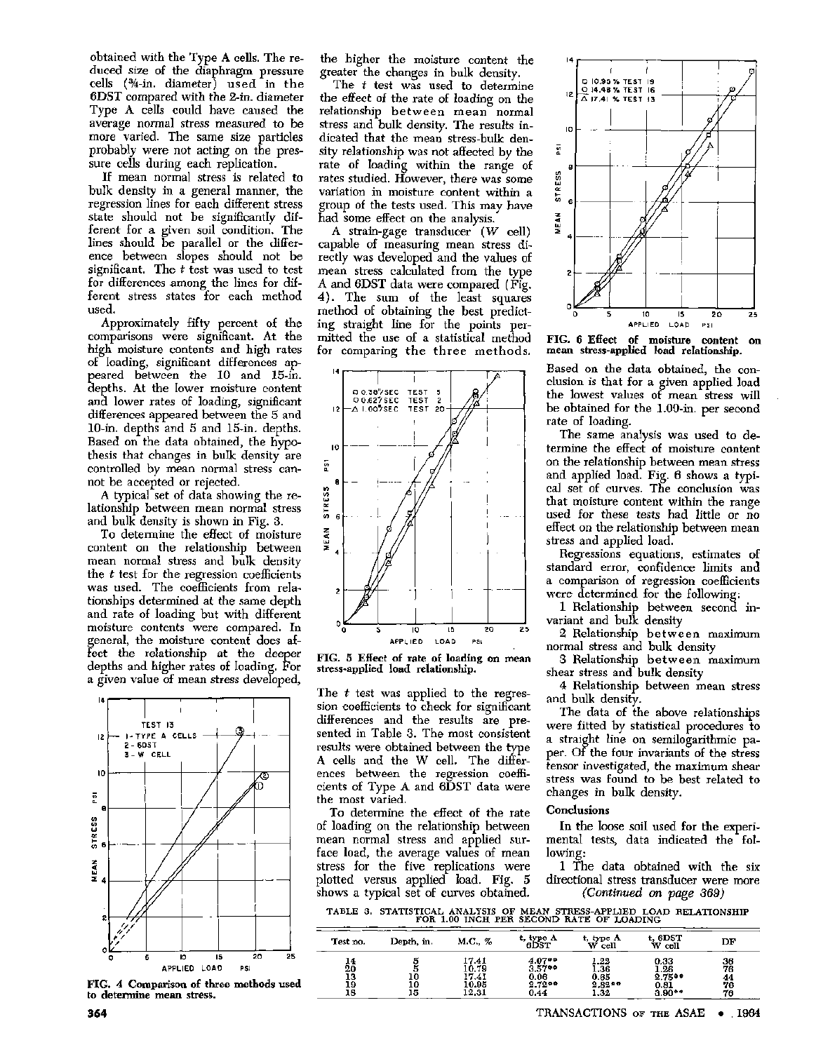obtained with the Type A cells. The reduced size of the diaphragm pressure cells (¾-in. diameter) used in the 6DST compared with the 2-in. diameter Type A cells could have caused the average normal stress measured to be more varied. The same size particles probably were not acting on the pressure cells during each replication.

If mean normal stress is related to bulk density in a general manner, the regression lines for each different stress state should not be significantly different for a given soil condition. The lines should be parallel or the difference between slopes should not be significant. The *t* test was used to test for differences among the lines for different stress states for each method used.

Approximately fifty percent of the comparisons were significant. At the high moisture contents and high rates of loading, significant differences appeared between the 10 and 15-in. depths. At the lower moisture content and lower rates of loading, significant differences appeared between the 5 and 10-in. depths and 5 and 15-in. depths. Based on the data obtained, the hypothesis that changes in bulk density are controlled by mean normal stress cannot be accepted or rejected.

A typical set of data showing the relationship between mean normal stress and bulk density is shown in Fig. 3.

To determine the effect of moisture content on the relationship between mean normal stress and bulk density the *t* test for the regression coefficients was used. The coefficients from relationships determined at the same depth and rate of loading but with different moisture contents were compared. In general, the moisture content does affect the relationship at the deeper depths and higher rates of loading. For a given value of mean stress developed, the higher the moisture content the greater the changes in bulk density.

The *t* test was used to determine the effect of the rate of loading on the relationship between mean normal stress and bulk density. The results indicated that the mean stress-bulk density relationship was not affected by the rate of loading within the range of rates studied. However, there was some variation in moisture content within a group of the tests used. This may have had some effect on the analysis.

A strain-gage transducer (*W* cell) capable of measuring mean stress directly was developed and the values of mean stress calculated from the type A and 6DST data were compared (Fig. 4). The sum of the least squares method of obtaining the best predicting straight line for the points permitted the use of a statistical method for comparing the three methods.

**FIG. 4 Comparison of three methods used to determine mean stress.**

**FIG. 5 Effect of rate of loading on mean stress-applied load relationship.**

The *t* test was applied to the regression coefficients to check for significant differences and the results are presented in Table 3. The most consistent results were obtained between the type A cells and the W cell. The differences between the regression coefficients of Type A and 6DST data were the most varied.

To determine the effect of the rate of loading on the relationship between mean normal stress and applied surface load, the average values of mean stress for the five replications were plotted versus applied load. Fig. 5 shows a typical set of curves obtained. Based on the data obtained, the conclusion is that for a given applied load the lowest values of mean stress will be obtained for the 1.00-in. per second rate of loading.

**FIG. 6 Effect of moisture content on mean stress-applied load relationship.**

The same analysis was used to determine the effect of moisture content on the relationship between mean stress and applied load. Fig. 6 shows a typical set of curves. The conclusion was that moisture content within the range used for these tests had little or no effect on the relationship between mean stress and applied load.

Regressions equations, estimates of standard error, confidence limits and a comparison of regression coefficients were determined for the following:

1 Relationship between second invariant and bulk density

2 Relationship between maximum normal stress and bulk density

3 Relationship between maximum shear stress and bulk density

4 Relationship between mean stress and bulk density.

The data of the above relationships were fitted by statistical procedures to a straight line on semilogarithmic paper. Of the four invariants of the stress tensor investigated, the maximum shear stress was found to be best related to changes in bulk density.

## Conclusions

In the loose soil used for the experimental tests, data indicated the following:

1 The data obtained with the six directional stress transducer were more

*(Continued on page 369)*

TABLE 3. STATISTICAL ANALYSIS OF MEAN STRESS-APPLIED LOAD RELATIONSHIP FOR 1.00 INCH PER SECOND RATE OF LOADING

| Test no. | Depth, in. | M.C., % | t, type A 6DST | t, type A W cell | t, 6DST W cell | DF |
|---|---|---|---|---|---|---|
| 14 | 5 | 17.41 | 4.07** | 1.22 | 0.33 | 38 |
| 20 | 5 | 10.79 | 3.57** | 1.36 | 1.26 | 76 |
| 13 | 10 | 17.41 | 0.06 | 0.85 | 2.75** | 44 |
| 19 | 10 | 10.95 | 2.72** | 2.82** | 0.81 | 76 |
| 18 | 15 | 12.31 | 0.44 | 1.32 | 3.90** | 76 |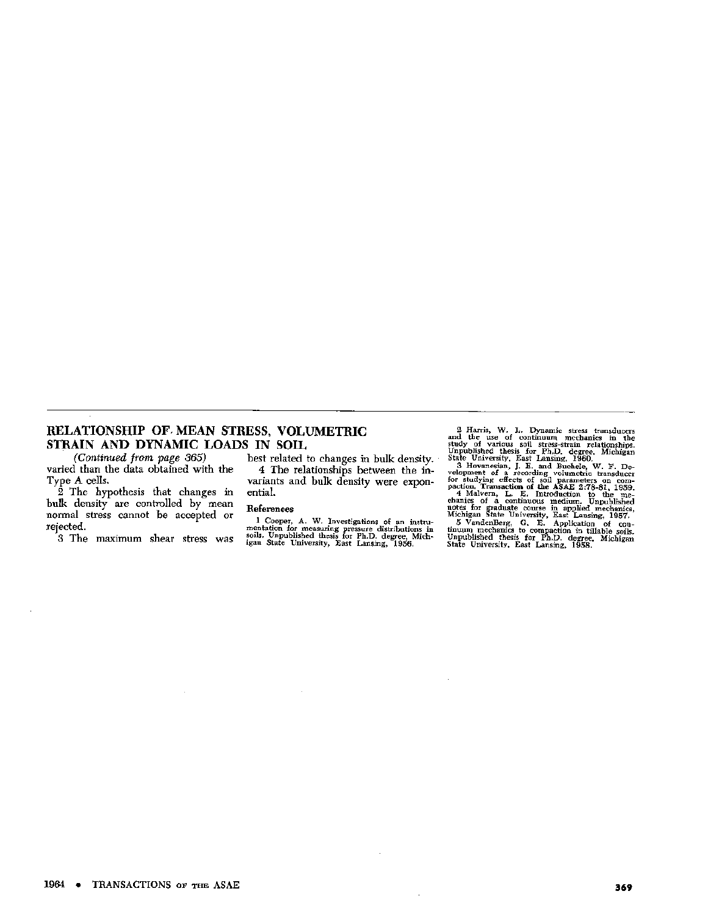## RELATIONSHIP OF MEAN STRESS, VOLUMETRIC STRAIN AND DYNAMIC LOADS IN SOIL

*(Continued from page 365)*

varied than the data obtained with the Type A cells.

2 The hypothesis that changes in bulk density are controlled by mean normal stress cannot be accepted or rejected.

3 The maximum shear stress was best related to changes in bulk density.

4 The relationships between the invariants and bulk density were exponential.

### References

1 Cooper, A. W. Investigations of an instrumentation for measuring pressure distributions in soils. Unpublished thesis for Ph.D. degree, Michigan State University, East Lansing, 1956.

2 Harris, W. L. Dynamic stress transducers and the use of continuum mechanics in the study of various soil stress-strain relationships. Unpublished thesis for Ph.D. degree, Michigan State University, East Lansing, 1960.

3 Hovanesian, J. E. and Buchele, W. F. Development of a recording volumetric transducer for studying effects of soil parameters on compaction. Transaction of the ASAE 2:78-81, 1959.

4 Malvern, L. E. Introduction to the mechanics of a continuous medium. Unpublished notes for graduate course in applied mechanics, Michigan State University, East Lansing, 1957.

5 VandenBerg, G. E. Application of continuum mechanics to compaction in tillable soils. Unpublished thesis for Ph.D. degree, Michigan State University, East Lansing, 1958.